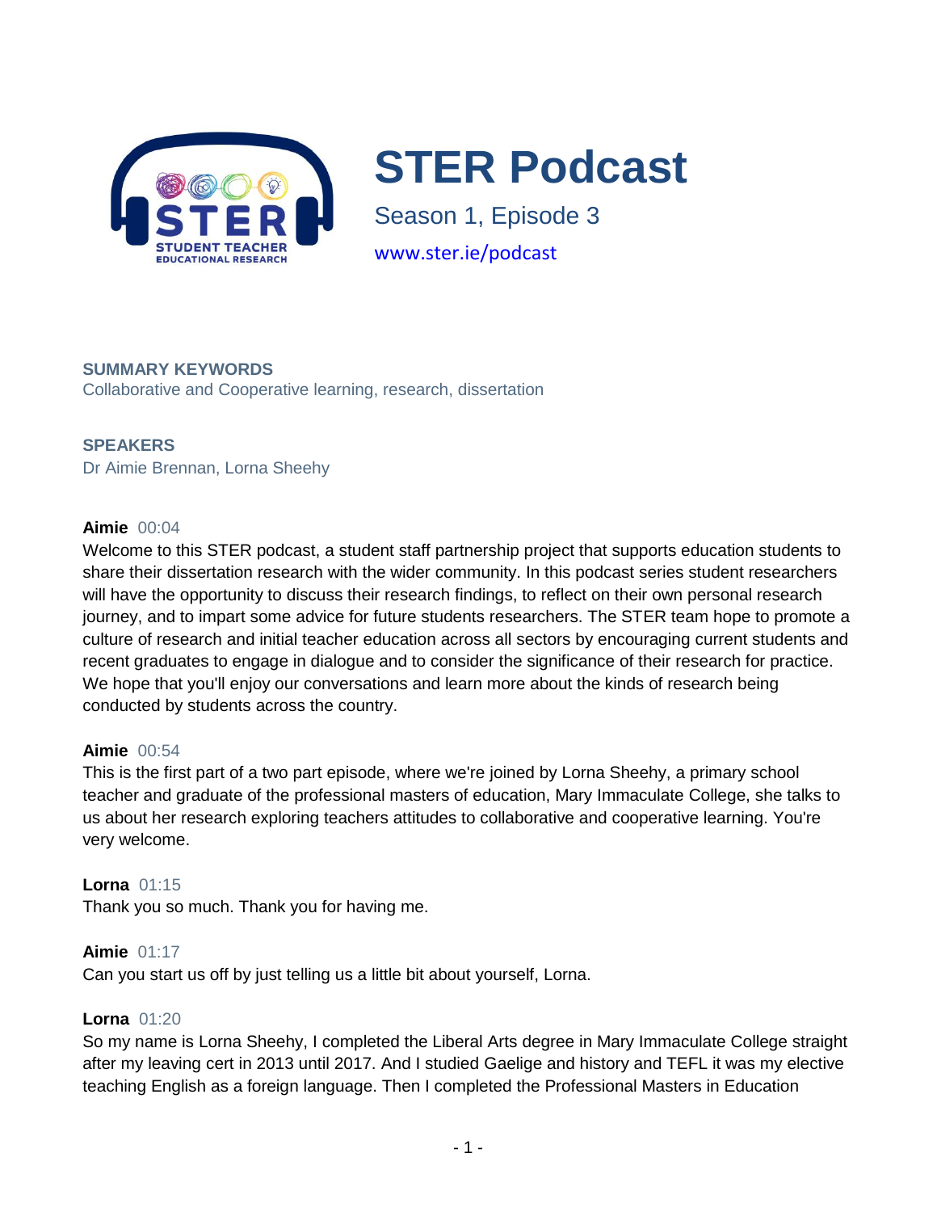# STER Podcast

Season 1, Episode 3

www.ster.ie/podcast

**SUMMARY KEYWORDS**

Collaborative and Cooperative learning, research, dissertation

**SPEAKERS**

Dr Aimie Brennan, Lorna Sheehy

**Aimie** 00:04

Welcome to this STER podcast, a student staff partnership project that supports education students to share their dissertation research with the wider community. In this podcast series student researchers will have the opportunity to discuss their research findings, to reflect on their own personal research journey, and to impart some advice for future students researchers. The STER team hope to promote a culture of research and initial teacher education across all sectors by encouraging current students and recent graduates to engage in dialogue and to consider the significance of their research for practice. We hope that you'll enjoy our conversations and learn more about the kinds of research being conducted by students across the country.

**Aimie** 00:54

This is the first part of a two part episode, where we're joined by Lorna Sheehy, a primary school teacher and graduate of the professional masters of education, Mary Immaculate College, she talks to us about her research exploring teachers attitudes to collaborative and cooperative learning. You're very welcome.

**Lorna** 01:15

Thank you so much. Thank you for having me.

**Aimie** 01:17

Can you start us off by just telling us a little bit about yourself, Lorna.

**Lorna** 01:20

So my name is Lorna Sheehy, I completed the Liberal Arts degree in Mary Immaculate College straight after my leaving cert in 2013 until 2017. And I studied Gaelige and history and TEFL it was my elective teaching English as a foreign language. Then I completed the Professional Masters in Education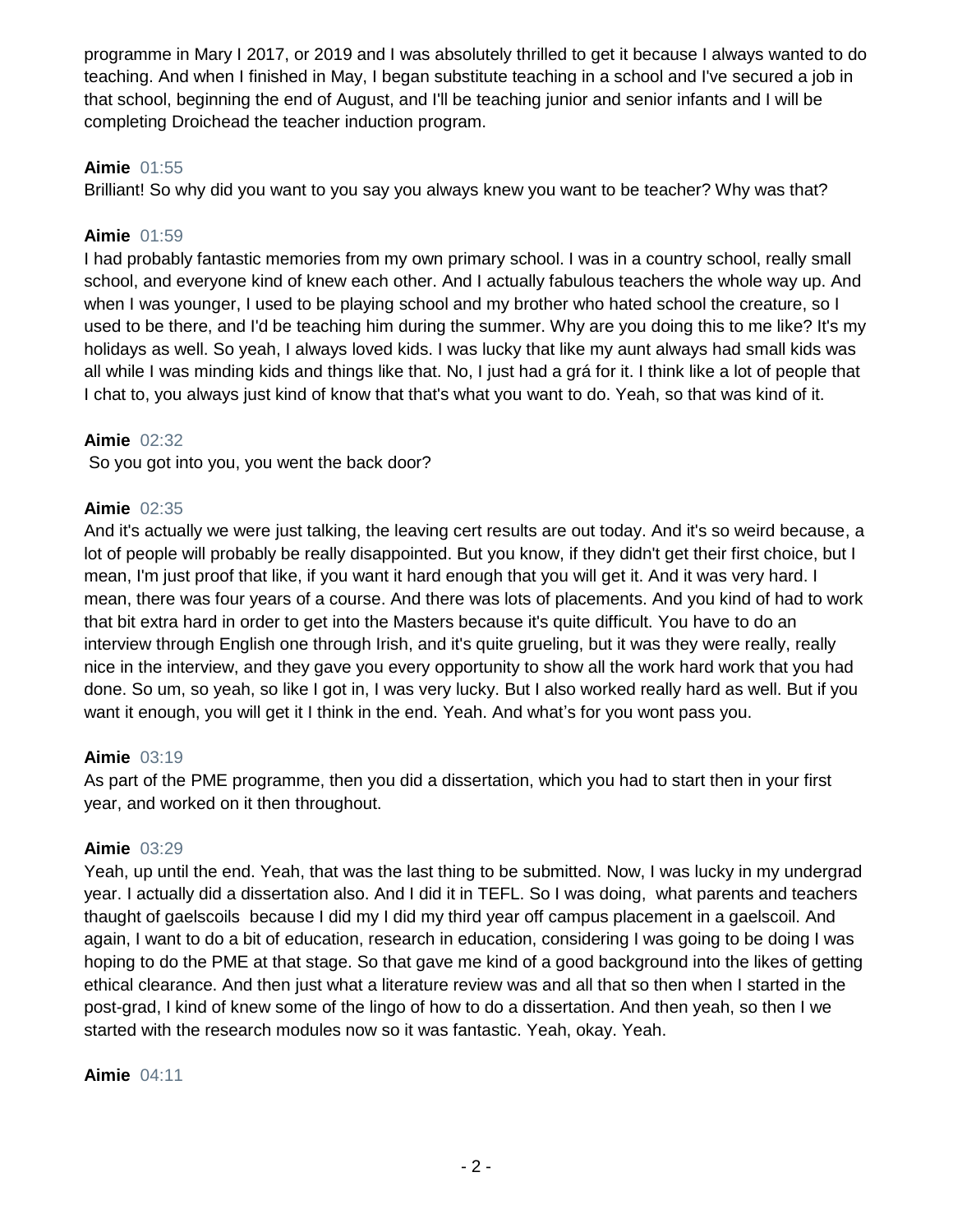programme in Mary I 2017, or 2019 and I was absolutely thrilled to get it because I always wanted to do teaching. And when I finished in May, I began substitute teaching in a school and I've secured a job in that school, beginning the end of August, and I'll be teaching junior and senior infants and I will be completing Droichead the teacher induction program.

**Aimie** 01:55

Brilliant! So why did you want to you say you always knew you want to be teacher? Why was that?

**Aimie** 01:59

I had probably fantastic memories from my own primary school. I was in a country school, really small school, and everyone kind of knew each other. And I actually fabulous teachers the whole way up. And when I was younger, I used to be playing school and my brother who hated school the creature, so I used to be there, and I'd be teaching him during the summer. Why are you doing this to me like? It's my holidays as well. So yeah, I always loved kids. I was lucky that like my aunt always had small kids was all while I was minding kids and things like that. No, I just had a grá for it. I think like a lot of people that I chat to, you always just kind of know that that's what you want to do. Yeah, so that was kind of it.

**Aimie** 02:32

So you got into you, you went the back door?

**Aimie** 02:35

And it's actually we were just talking, the leaving cert results are out today. And it's so weird because, a lot of people will probably be really disappointed. But you know, if they didn't get their first choice, but I mean, I'm just proof that like, if you want it hard enough that you will get it. And it was very hard. I mean, there was four years of a course. And there was lots of placements. And you kind of had to work that bit extra hard in order to get into the Masters because it's quite difficult. You have to do an interview through English one through Irish, and it's quite grueling, but it was they were really, really nice in the interview, and they gave you every opportunity to show all the work hard work that you had done. So um, so yeah, so like I got in, I was very lucky. But I also worked really hard as well. But if you want it enough, you will get it I think in the end. Yeah. And what's for you wont pass you.

**Aimie** 03:19

As part of the PME programme, then you did a dissertation, which you had to start then in your first year, and worked on it then throughout.

**Aimie** 03:29

Yeah, up until the end. Yeah, that was the last thing to be submitted. Now, I was lucky in my undergrad year. I actually did a dissertation also. And I did it in TEFL. So I was doing, what parents and teachers thaught of gaelscoils because I did my I did my third year off campus placement in a gaelscoil. And again, I want to do a bit of education, research in education, considering I was going to be doing I was hoping to do the PME at that stage. So that gave me kind of a good background into the likes of getting ethical clearance. And then just what a literature review was and all that so then when I started in the post-grad, I kind of knew some of the lingo of how to do a dissertation. And then yeah, so then I we started with the research modules now so it was fantastic. Yeah, okay. Yeah.

**Aimie** 04:11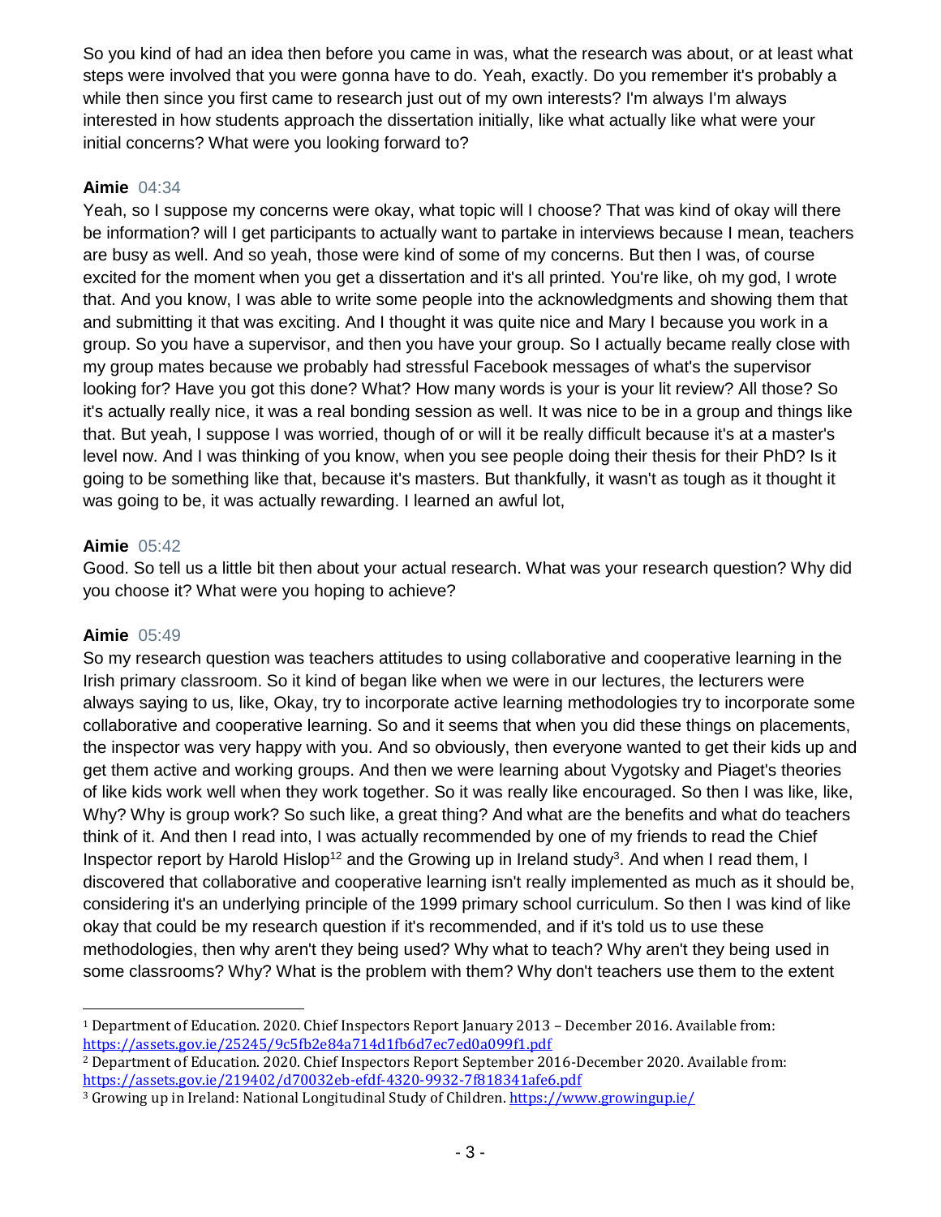So you kind of had an idea then before you came in was, what the research was about, or at least what steps were involved that you were gonna have to do. Yeah, exactly. Do you remember it's probably a while then since you first came to research just out of my own interests? I'm always I'm always interested in how students approach the dissertation initially, like what actually like what were your initial concerns? What were you looking forward to?

**Aimie** 04:34

Yeah, so I suppose my concerns were okay, what topic will I choose? That was kind of okay will there be information? will I get participants to actually want to partake in interviews because I mean, teachers are busy as well. And so yeah, those were kind of some of my concerns. But then I was, of course excited for the moment when you get a dissertation and it's all printed. You're like, oh my god, I wrote that. And you know, I was able to write some people into the acknowledgments and showing them that and submitting it that was exciting. And I thought it was quite nice and Mary I because you work in a group. So you have a supervisor, and then you have your group. So I actually became really close with my group mates because we probably had stressful Facebook messages of what's the supervisor looking for? Have you got this done? What? How many words is your is your lit review? All those? So it's actually really nice, it was a real bonding session as well. It was nice to be in a group and things like that. But yeah, I suppose I was worried, though of or will it be really difficult because it's at a master's level now. And I was thinking of you know, when you see people doing their thesis for their PhD? Is it going to be something like that, because it's masters. But thankfully, it wasn't as tough as it thought it was going to be, it was actually rewarding. I learned an awful lot,

**Aimie** 05:42

Good. So tell us a little bit then about your actual research. What was your research question? Why did you choose it? What were you hoping to achieve?

**Aimie** 05:49

So my research question was teachers attitudes to using collaborative and cooperative learning in the Irish primary classroom. So it kind of began like when we were in our lectures, the lecturers were always saying to us, like, Okay, try to incorporate active learning methodologies try to incorporate some collaborative and cooperative learning. So and it seems that when you did these things on placements, the inspector was very happy with you. And so obviously, then everyone wanted to get their kids up and get them active and working groups. And then we were learning about Vygotsky and Piaget's theories of like kids work well when they work together. So it was really like encouraged. So then I was like, like, Why? Why is group work? So such like, a great thing? And what are the benefits and what do teachers think of it. And then I read into, I was actually recommended by one of my friends to read the Chief Inspector report by Harold Hislop[1][2] and the Growing up in Ireland study[3]. And when I read them, I discovered that collaborative and cooperative learning isn't really implemented as much as it should be, considering it's an underlying principle of the 1999 primary school curriculum. So then I was kind of like okay that could be my research question if it's recommended, and if it's told us to use these methodologies, then why aren't they being used? Why what to teach? Why aren't they being used in some classrooms? Why? What is the problem with them? Why don't teachers use them to the extent

---

[1] Department of Education. 2020. Chief Inspectors Report January 2013 – December 2016. Available from: https://assets.gov.ie/25245/9c5fb2e84a714d1fb6d7ec7ed0a099f1.pdf

[2] Department of Education. 2020. Chief Inspectors Report September 2016-December 2020. Available from: https://assets.gov.ie/219402/d70032eb-efdf-4320-9932-7f818341afe6.pdf

[3] Growing up in Ireland: National Longitudinal Study of Children. https://www.growingup.ie/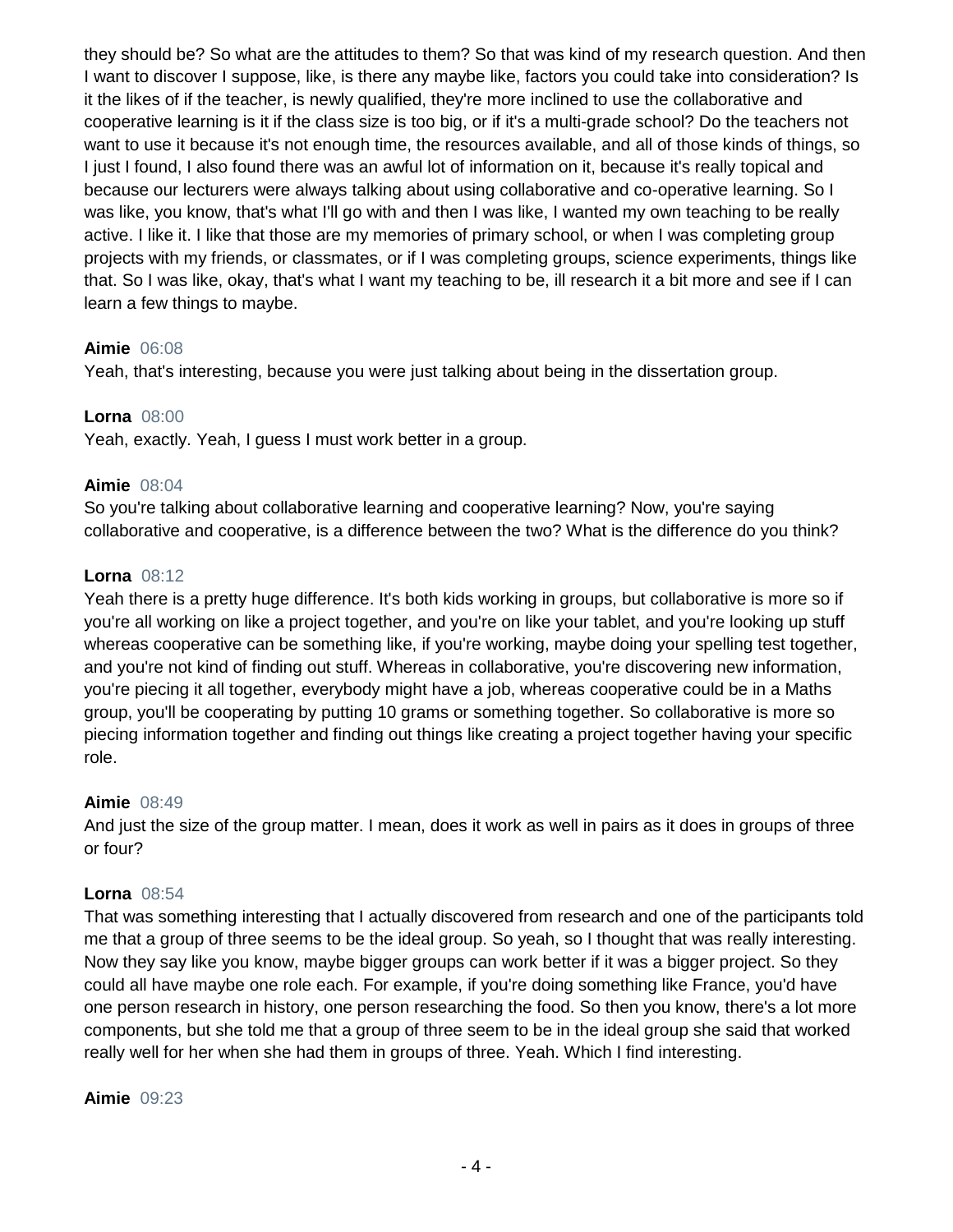they should be? So what are the attitudes to them? So that was kind of my research question. And then I want to discover I suppose, like, is there any maybe like, factors you could take into consideration? Is it the likes of if the teacher, is newly qualified, they're more inclined to use the collaborative and cooperative learning is it if the class size is too big, or if it's a multi-grade school? Do the teachers not want to use it because it's not enough time, the resources available, and all of those kinds of things, so I just I found, I also found there was an awful lot of information on it, because it's really topical and because our lecturers were always talking about using collaborative and co-operative learning. So I was like, you know, that's what I'll go with and then I was like, I wanted my own teaching to be really active. I like it. I like that those are my memories of primary school, or when I was completing group projects with my friends, or classmates, or if I was completing groups, science experiments, things like that. So I was like, okay, that's what I want my teaching to be, ill research it a bit more and see if I can learn a few things to maybe.

**Aimie** 06:08
Yeah, that's interesting, because you were just talking about being in the dissertation group.

**Lorna** 08:00
Yeah, exactly. Yeah, I guess I must work better in a group.

**Aimie** 08:04
So you're talking about collaborative learning and cooperative learning? Now, you're saying collaborative and cooperative, is a difference between the two? What is the difference do you think?

**Lorna** 08:12
Yeah there is a pretty huge difference. It's both kids working in groups, but collaborative is more so if you're all working on like a project together, and you're on like your tablet, and you're looking up stuff whereas cooperative can be something like, if you're working, maybe doing your spelling test together, and you're not kind of finding out stuff. Whereas in collaborative, you're discovering new information, you're piecing it all together, everybody might have a job, whereas cooperative could be in a Maths group, you'll be cooperating by putting 10 grams or something together. So collaborative is more so piecing information together and finding out things like creating a project together having your specific role.

**Aimie** 08:49
And just the size of the group matter. I mean, does it work as well in pairs as it does in groups of three or four?

**Lorna** 08:54
That was something interesting that I actually discovered from research and one of the participants told me that a group of three seems to be the ideal group. So yeah, so I thought that was really interesting. Now they say like you know, maybe bigger groups can work better if it was a bigger project. So they could all have maybe one role each. For example, if you're doing something like France, you'd have one person research in history, one person researching the food. So then you know, there's a lot more components, but she told me that a group of three seem to be in the ideal group she said that worked really well for her when she had them in groups of three. Yeah. Which I find interesting.

**Aimie** 09:23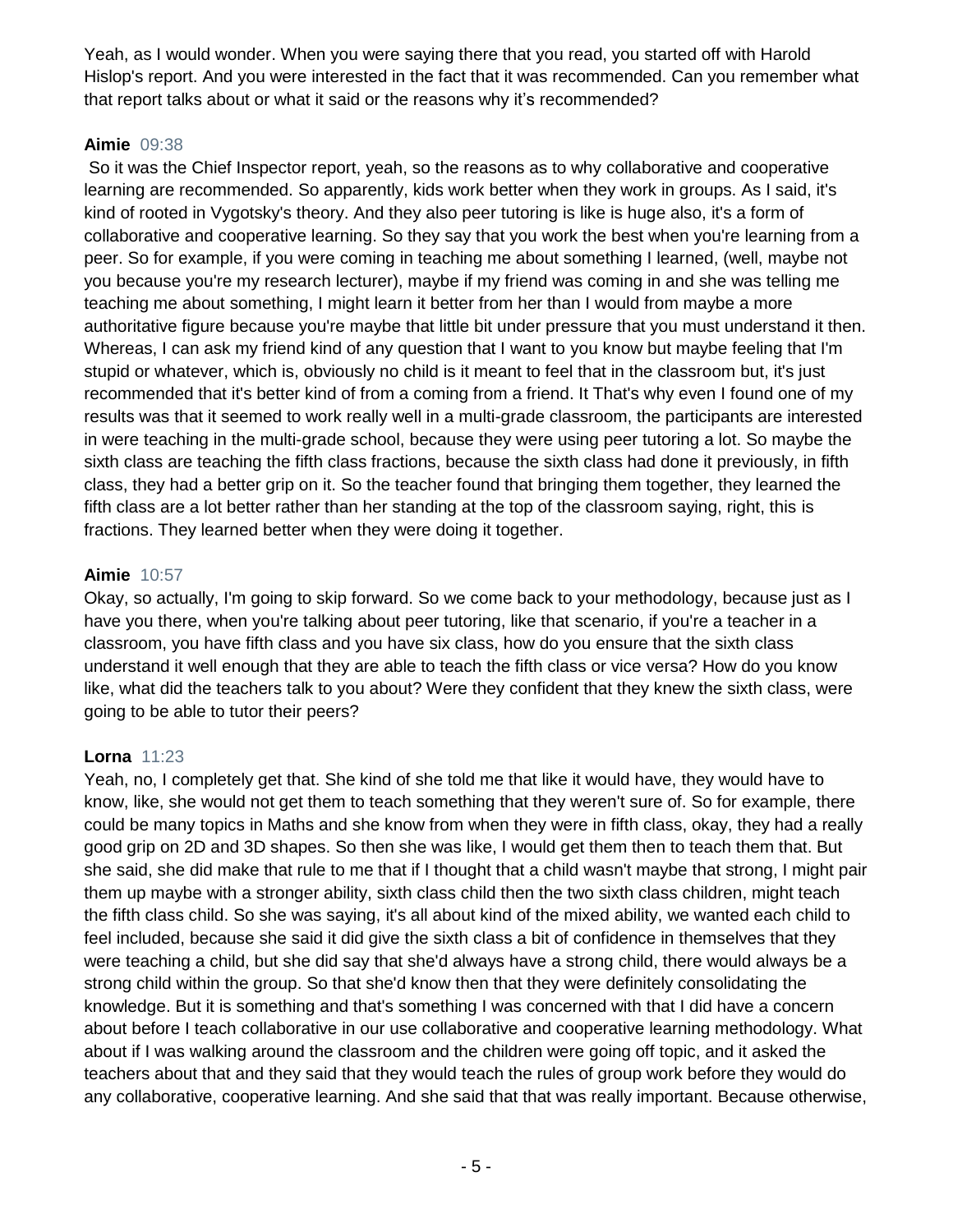Yeah, as I would wonder. When you were saying there that you read, you started off with Harold Hislop's report. And you were interested in the fact that it was recommended. Can you remember what that report talks about or what it said or the reasons why it's recommended?

**Aimie** 09:38

So it was the Chief Inspector report, yeah, so the reasons as to why collaborative and cooperative learning are recommended. So apparently, kids work better when they work in groups. As I said, it's kind of rooted in Vygotsky's theory. And they also peer tutoring is like is huge also, it's a form of collaborative and cooperative learning. So they say that you work the best when you're learning from a peer. So for example, if you were coming in teaching me about something I learned, (well, maybe not you because you're my research lecturer), maybe if my friend was coming in and she was telling me teaching me about something, I might learn it better from her than I would from maybe a more authoritative figure because you're maybe that little bit under pressure that you must understand it then. Whereas, I can ask my friend kind of any question that I want to you know but maybe feeling that I'm stupid or whatever, which is, obviously no child is it meant to feel that in the classroom but, it's just recommended that it's better kind of from a coming from a friend. It That's why even I found one of my results was that it seemed to work really well in a multi-grade classroom, the participants are interested in were teaching in the multi-grade school, because they were using peer tutoring a lot. So maybe the sixth class are teaching the fifth class fractions, because the sixth class had done it previously, in fifth class, they had a better grip on it. So the teacher found that bringing them together, they learned the fifth class are a lot better rather than her standing at the top of the classroom saying, right, this is fractions. They learned better when they were doing it together.

**Aimie** 10:57

Okay, so actually, I'm going to skip forward. So we come back to your methodology, because just as I have you there, when you're talking about peer tutoring, like that scenario, if you're a teacher in a classroom, you have fifth class and you have six class, how do you ensure that the sixth class understand it well enough that they are able to teach the fifth class or vice versa? How do you know like, what did the teachers talk to you about? Were they confident that they knew the sixth class, were going to be able to tutor their peers?

**Lorna** 11:23

Yeah, no, I completely get that. She kind of she told me that like it would have, they would have to know, like, she would not get them to teach something that they weren't sure of. So for example, there could be many topics in Maths and she know from when they were in fifth class, okay, they had a really good grip on 2D and 3D shapes. So then she was like, I would get them then to teach them that. But she said, she did make that rule to me that if I thought that a child wasn't maybe that strong, I might pair them up maybe with a stronger ability, sixth class child then the two sixth class children, might teach the fifth class child. So she was saying, it's all about kind of the mixed ability, we wanted each child to feel included, because she said it did give the sixth class a bit of confidence in themselves that they were teaching a child, but she did say that she'd always have a strong child, there would always be a strong child within the group. So that she'd know then that they were definitely consolidating the knowledge. But it is something and that's something I was concerned with that I did have a concern about before I teach collaborative in our use collaborative and cooperative learning methodology. What about if I was walking around the classroom and the children were going off topic, and it asked the teachers about that and they said that they would teach the rules of group work before they would do any collaborative, cooperative learning. And she said that that was really important. Because otherwise,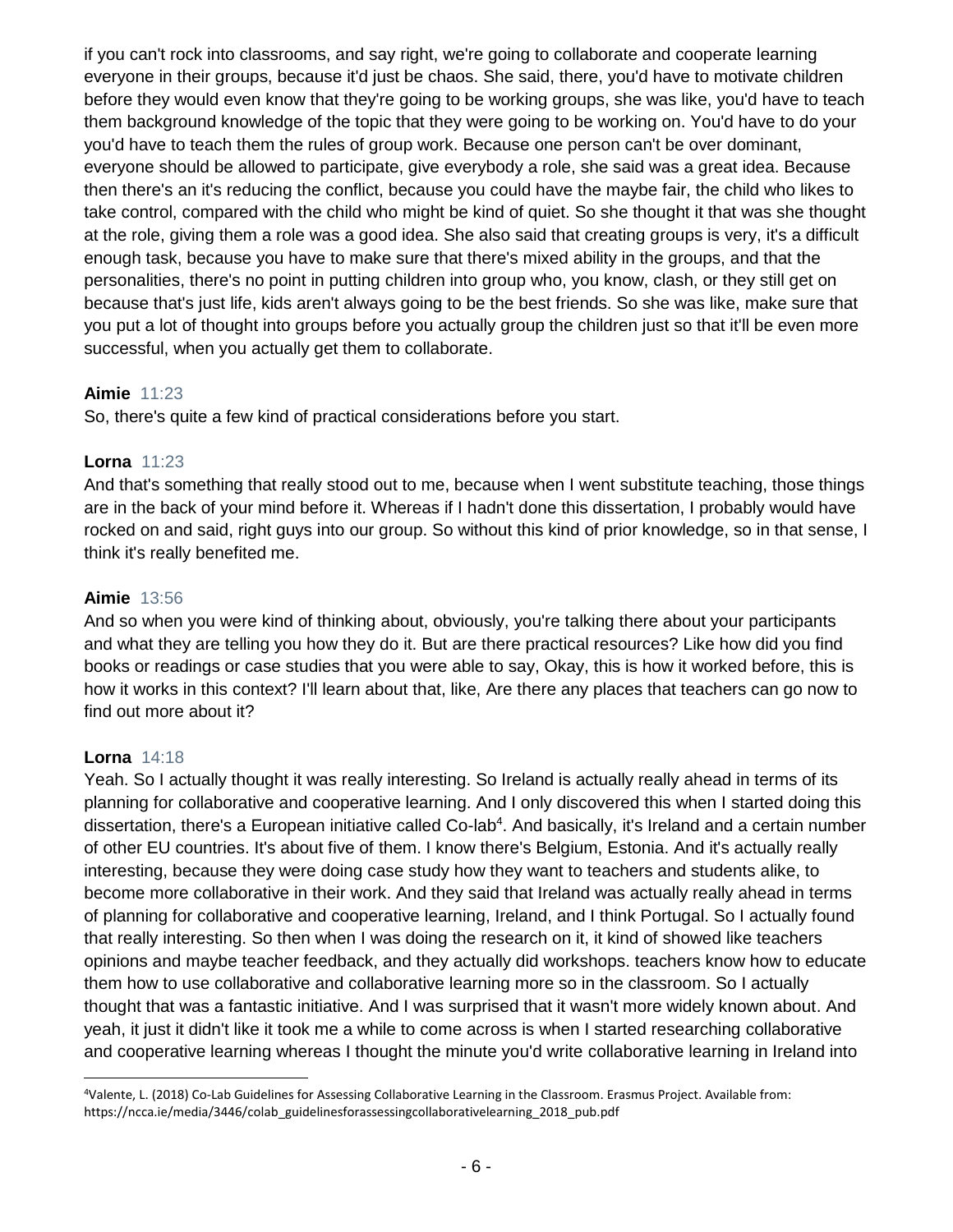if you can't rock into classrooms, and say right, we're going to collaborate and cooperate learning everyone in their groups, because it'd just be chaos. She said, there, you'd have to motivate children before they would even know that they're going to be working groups, she was like, you'd have to teach them background knowledge of the topic that they were going to be working on. You'd have to do your you'd have to teach them the rules of group work. Because one person can't be over dominant, everyone should be allowed to participate, give everybody a role, she said was a great idea. Because then there's an it's reducing the conflict, because you could have the maybe fair, the child who likes to take control, compared with the child who might be kind of quiet. So she thought it that was she thought at the role, giving them a role was a good idea. She also said that creating groups is very, it's a difficult enough task, because you have to make sure that there's mixed ability in the groups, and that the personalities, there's no point in putting children into group who, you know, clash, or they still get on because that's just life, kids aren't always going to be the best friends. So she was like, make sure that you put a lot of thought into groups before you actually group the children just so that it'll be even more successful, when you actually get them to collaborate.

**Aimie** 11:23
So, there's quite a few kind of practical considerations before you start.

**Lorna** 11:23
And that's something that really stood out to me, because when I went substitute teaching, those things are in the back of your mind before it. Whereas if I hadn't done this dissertation, I probably would have rocked on and said, right guys into our group. So without this kind of prior knowledge, so in that sense, I think it's really benefited me.

**Aimie** 13:56
And so when you were kind of thinking about, obviously, you're talking there about your participants and what they are telling you how they do it. But are there practical resources? Like how did you find books or readings or case studies that you were able to say, Okay, this is how it worked before, this is how it works in this context? I'll learn about that, like, Are there any places that teachers can go now to find out more about it?

**Lorna** 14:18
Yeah. So I actually thought it was really interesting. So Ireland is actually really ahead in terms of its planning for collaborative and cooperative learning. And I only discovered this when I started doing this dissertation, there's a European initiative called Co-lab[4]. And basically, it's Ireland and a certain number of other EU countries. It's about five of them. I know there's Belgium, Estonia. And it's actually really interesting, because they were doing case study how they want to teachers and students alike, to become more collaborative in their work. And they said that Ireland was actually really ahead in terms of planning for collaborative and cooperative learning, Ireland, and I think Portugal. So I actually found that really interesting. So then when I was doing the research on it, it kind of showed like teachers opinions and maybe teacher feedback, and they actually did workshops. teachers know how to educate them how to use collaborative and collaborative learning more so in the classroom. So I actually thought that was a fantastic initiative. And I was surprised that it wasn't more widely known about. And yeah, it just it didn't like it took me a while to come across is when I started researching collaborative and cooperative learning whereas I thought the minute you'd write collaborative learning in Ireland into

---

[4]Valente, L. (2018) Co-Lab Guidelines for Assessing Collaborative Learning in the Classroom. Erasmus Project. Available from: https://ncca.ie/media/3446/colab_guidelinesforassessingcollaborativelearning_2018_pub.pdf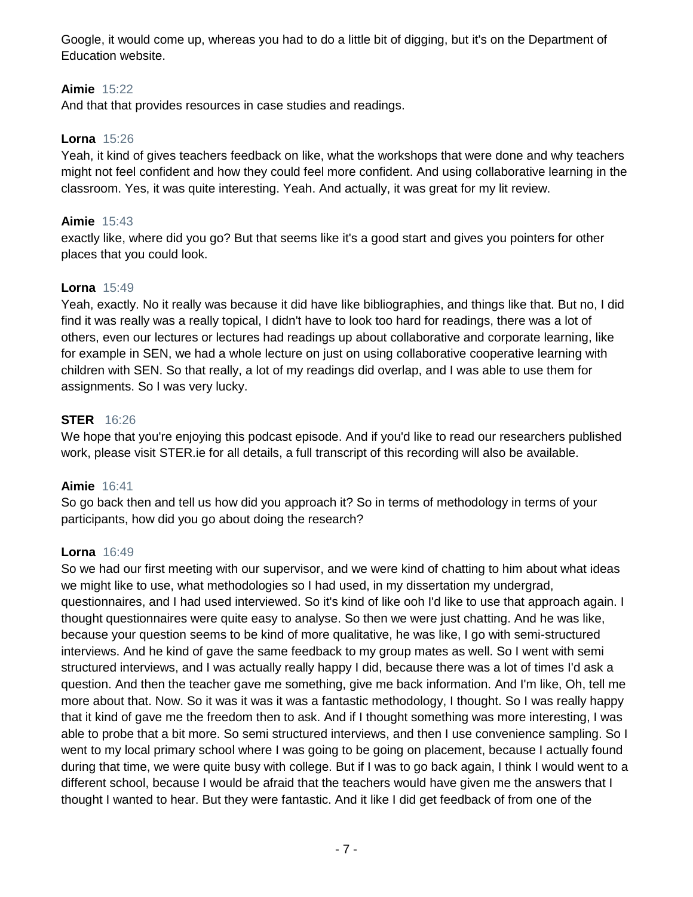Google, it would come up, whereas you had to do a little bit of digging, but it's on the Department of Education website.

**Aimie** 15:22
And that that provides resources in case studies and readings.

**Lorna** 15:26
Yeah, it kind of gives teachers feedback on like, what the workshops that were done and why teachers might not feel confident and how they could feel more confident. And using collaborative learning in the classroom. Yes, it was quite interesting. Yeah. And actually, it was great for my lit review.

**Aimie** 15:43
exactly like, where did you go? But that seems like it's a good start and gives you pointers for other places that you could look.

**Lorna** 15:49
Yeah, exactly. No it really was because it did have like bibliographies, and things like that. But no, I did find it was really was a really topical, I didn't have to look too hard for readings, there was a lot of others, even our lectures or lectures had readings up about collaborative and corporate learning, like for example in SEN, we had a whole lecture on just on using collaborative cooperative learning with children with SEN. So that really, a lot of my readings did overlap, and I was able to use them for assignments. So I was very lucky.

**STER** 16:26
We hope that you're enjoying this podcast episode. And if you'd like to read our researchers published work, please visit STER.ie for all details, a full transcript of this recording will also be available.

**Aimie** 16:41
So go back then and tell us how did you approach it? So in terms of methodology in terms of your participants, how did you go about doing the research?

**Lorna** 16:49
So we had our first meeting with our supervisor, and we were kind of chatting to him about what ideas we might like to use, what methodologies so I had used, in my dissertation my undergrad, questionnaires, and I had used interviewed. So it's kind of like ooh I'd like to use that approach again. I thought questionnaires were quite easy to analyse. So then we were just chatting. And he was like, because your question seems to be kind of more qualitative, he was like, I go with semi-structured interviews. And he kind of gave the same feedback to my group mates as well. So I went with semi structured interviews, and I was actually really happy I did, because there was a lot of times I'd ask a question. And then the teacher gave me something, give me back information. And I'm like, Oh, tell me more about that. Now. So it was it was it was a fantastic methodology, I thought. So I was really happy that it kind of gave me the freedom then to ask. And if I thought something was more interesting, I was able to probe that a bit more. So semi structured interviews, and then I use convenience sampling. So I went to my local primary school where I was going to be going on placement, because I actually found during that time, we were quite busy with college. But if I was to go back again, I think I would went to a different school, because I would be afraid that the teachers would have given me the answers that I thought I wanted to hear. But they were fantastic. And it like I did get feedback of from one of the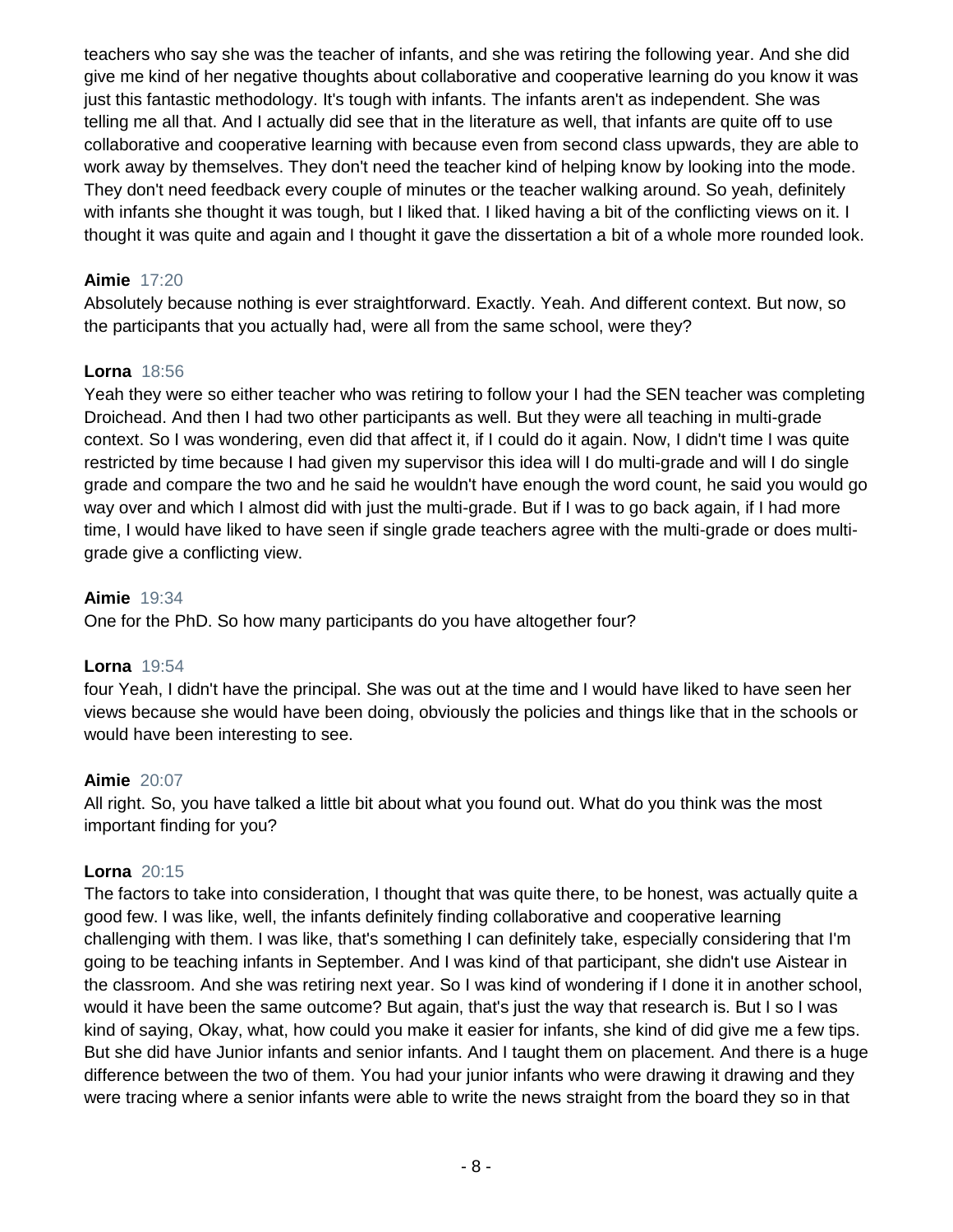teachers who say she was the teacher of infants, and she was retiring the following year. And she did give me kind of her negative thoughts about collaborative and cooperative learning do you know it was just this fantastic methodology. It's tough with infants. The infants aren't as independent. She was telling me all that. And I actually did see that in the literature as well, that infants are quite off to use collaborative and cooperative learning with because even from second class upwards, they are able to work away by themselves. They don't need the teacher kind of helping know by looking into the mode. They don't need feedback every couple of minutes or the teacher walking around. So yeah, definitely with infants she thought it was tough, but I liked that. I liked having a bit of the conflicting views on it. I thought it was quite and again and I thought it gave the dissertation a bit of a whole more rounded look.

**Aimie** 17:20
Absolutely because nothing is ever straightforward. Exactly. Yeah. And different context. But now, so the participants that you actually had, were all from the same school, were they?

**Lorna** 18:56
Yeah they were so either teacher who was retiring to follow your I had the SEN teacher was completing Droichead. And then I had two other participants as well. But they were all teaching in multi-grade context. So I was wondering, even did that affect it, if I could do it again. Now, I didn't time I was quite restricted by time because I had given my supervisor this idea will I do multi-grade and will I do single grade and compare the two and he said he wouldn't have enough the word count, he said you would go way over and which I almost did with just the multi-grade. But if I was to go back again, if I had more time, I would have liked to have seen if single grade teachers agree with the multi-grade or does multi-grade give a conflicting view.

**Aimie** 19:34
One for the PhD. So how many participants do you have altogether four?

**Lorna** 19:54
four Yeah, I didn't have the principal. She was out at the time and I would have liked to have seen her views because she would have been doing, obviously the policies and things like that in the schools or would have been interesting to see.

**Aimie** 20:07
All right. So, you have talked a little bit about what you found out. What do you think was the most important finding for you?

**Lorna** 20:15
The factors to take into consideration, I thought that was quite there, to be honest, was actually quite a good few. I was like, well, the infants definitely finding collaborative and cooperative learning challenging with them. I was like, that's something I can definitely take, especially considering that I'm going to be teaching infants in September. And I was kind of that participant, she didn't use Aistear in the classroom. And she was retiring next year. So I was kind of wondering if I done it in another school, would it have been the same outcome? But again, that's just the way that research is. But I so I was kind of saying, Okay, what, how could you make it easier for infants, she kind of did give me a few tips. But she did have Junior infants and senior infants. And I taught them on placement. And there is a huge difference between the two of them. You had your junior infants who were drawing it drawing and they were tracing where a senior infants were able to write the news straight from the board they so in that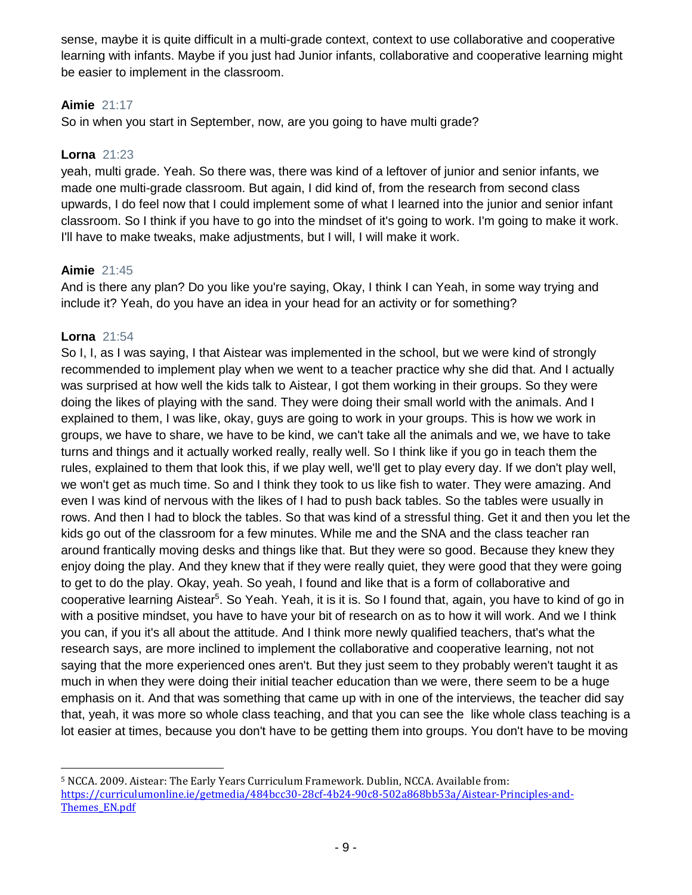sense, maybe it is quite difficult in a multi-grade context, context to use collaborative and cooperative learning with infants. Maybe if you just had Junior infants, collaborative and cooperative learning might be easier to implement in the classroom.

**Aimie** 21:17
So in when you start in September, now, are you going to have multi grade?

**Lorna** 21:23
yeah, multi grade. Yeah. So there was, there was kind of a leftover of junior and senior infants, we made one multi-grade classroom. But again, I did kind of, from the research from second class upwards, I do feel now that I could implement some of what I learned into the junior and senior infant classroom. So I think if you have to go into the mindset of it's going to work. I'm going to make it work. I'll have to make tweaks, make adjustments, but I will, I will make it work.

**Aimie** 21:45
And is there any plan? Do you like you're saying, Okay, I think I can Yeah, in some way trying and include it? Yeah, do you have an idea in your head for an activity or for something?

**Lorna** 21:54
So I, I, as I was saying, I that Aistear was implemented in the school, but we were kind of strongly recommended to implement play when we went to a teacher practice why she did that. And I actually was surprised at how well the kids talk to Aistear, I got them working in their groups. So they were doing the likes of playing with the sand. They were doing their small world with the animals. And I explained to them, I was like, okay, guys are going to work in your groups. This is how we work in groups, we have to share, we have to be kind, we can't take all the animals and we, we have to take turns and things and it actually worked really, really well. So I think like if you go in teach them the rules, explained to them that look this, if we play well, we'll get to play every day. If we don't play well, we won't get as much time. So and I think they took to us like fish to water. They were amazing. And even I was kind of nervous with the likes of I had to push back tables. So the tables were usually in rows. And then I had to block the tables. So that was kind of a stressful thing. Get it and then you let the kids go out of the classroom for a few minutes. While me and the SNA and the class teacher ran around frantically moving desks and things like that. But they were so good. Because they knew they enjoy doing the play. And they knew that if they were really quiet, they were good that they were going to get to do the play. Okay, yeah. So yeah, I found and like that is a form of collaborative and cooperative learning Aistear[5]. So Yeah. Yeah, it is it is. So I found that, again, you have to kind of go in with a positive mindset, you have to have your bit of research on as to how it will work. And we I think you can, if you it's all about the attitude. And I think more newly qualified teachers, that's what the research says, are more inclined to implement the collaborative and cooperative learning, not not saying that the more experienced ones aren't. But they just seem to they probably weren't taught it as much in when they were doing their initial teacher education than we were, there seem to be a huge emphasis on it. And that was something that came up with in one of the interviews, the teacher did say that, yeah, it was more so whole class teaching, and that you can see the like whole class teaching is a lot easier at times, because you don't have to be getting them into groups. You don't have to be moving

[5] NCCA. 2009. Aistear: The Early Years Curriculum Framework. Dublin, NCCA. Available from: https://curriculumonline.ie/getmedia/484bcc30-28cf-4b24-90c8-502a868bb53a/Aistear-Principles-and-Themes_EN.pdf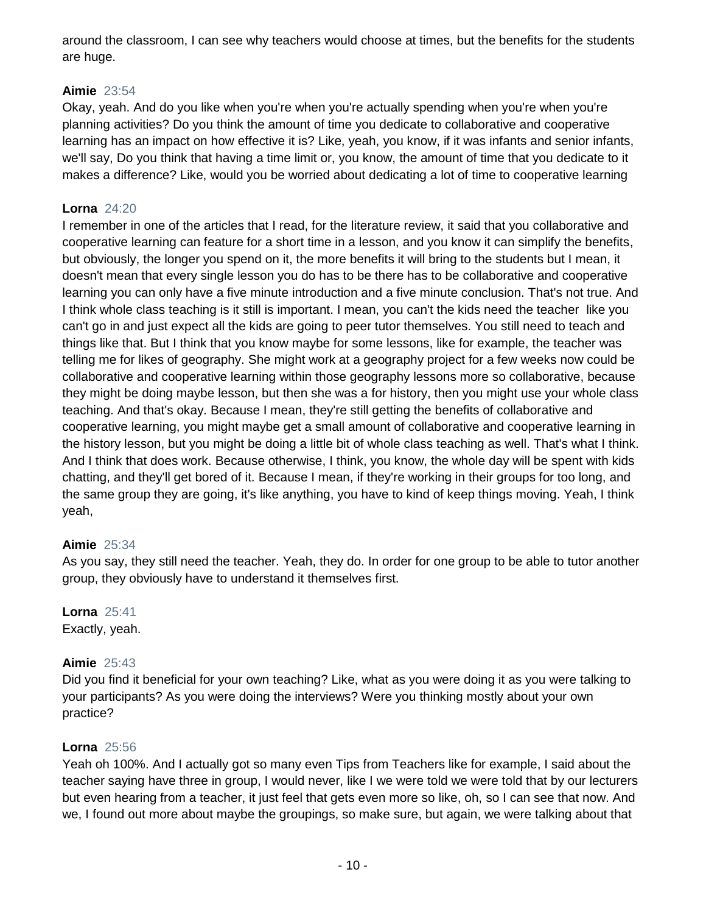around the classroom, I can see why teachers would choose at times, but the benefits for the students are huge.

**Aimie** 23:54
Okay, yeah. And do you like when you're when you're actually spending when you're when you're planning activities? Do you think the amount of time you dedicate to collaborative and cooperative learning has an impact on how effective it is? Like, yeah, you know, if it was infants and senior infants, we'll say, Do you think that having a time limit or, you know, the amount of time that you dedicate to it makes a difference? Like, would you be worried about dedicating a lot of time to cooperative learning

**Lorna** 24:20
I remember in one of the articles that I read, for the literature review, it said that you collaborative and cooperative learning can feature for a short time in a lesson, and you know it can simplify the benefits, but obviously, the longer you spend on it, the more benefits it will bring to the students but I mean, it doesn't mean that every single lesson you do has to be there has to be collaborative and cooperative learning you can only have a five minute introduction and a five minute conclusion. That's not true. And I think whole class teaching is it still is important. I mean, you can't the kids need the teacher like you can't go in and just expect all the kids are going to peer tutor themselves. You still need to teach and things like that. But I think that you know maybe for some lessons, like for example, the teacher was telling me for likes of geography. She might work at a geography project for a few weeks now could be collaborative and cooperative learning within those geography lessons more so collaborative, because they might be doing maybe lesson, but then she was a for history, then you might use your whole class teaching. And that's okay. Because I mean, they're still getting the benefits of collaborative and cooperative learning, you might maybe get a small amount of collaborative and cooperative learning in the history lesson, but you might be doing a little bit of whole class teaching as well. That's what I think. And I think that does work. Because otherwise, I think, you know, the whole day will be spent with kids chatting, and they'll get bored of it. Because I mean, if they're working in their groups for too long, and the same group they are going, it's like anything, you have to kind of keep things moving. Yeah, I think yeah,

**Aimie** 25:34
As you say, they still need the teacher. Yeah, they do. In order for one group to be able to tutor another group, they obviously have to understand it themselves first.

**Lorna** 25:41
Exactly, yeah.

**Aimie** 25:43
Did you find it beneficial for your own teaching? Like, what as you were doing it as you were talking to your participants? As you were doing the interviews? Were you thinking mostly about your own practice?

**Lorna** 25:56
Yeah oh 100%. And I actually got so many even Tips from Teachers like for example, I said about the teacher saying have three in group, I would never, like I we were told we were told that by our lecturers but even hearing from a teacher, it just feel that gets even more so like, oh, so I can see that now. And we, I found out more about maybe the groupings, so make sure, but again, we were talking about that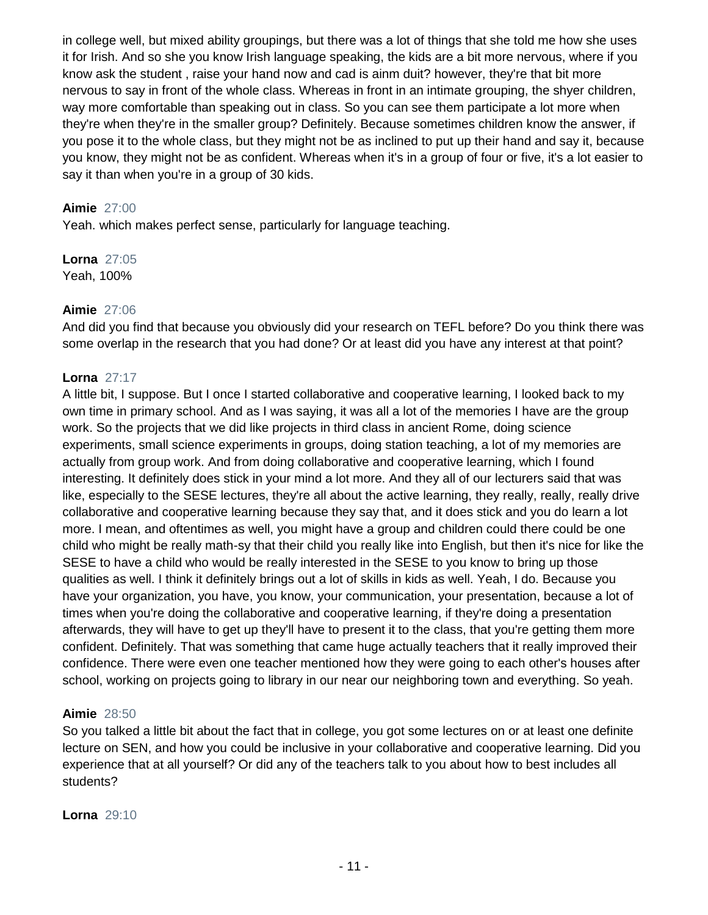in college well, but mixed ability groupings, but there was a lot of things that she told me how she uses it for Irish. And so she you know Irish language speaking, the kids are a bit more nervous, where if you know ask the student , raise your hand now and cad is ainm duit? however, they're that bit more nervous to say in front of the whole class. Whereas in front in an intimate grouping, the shyer children, way more comfortable than speaking out in class. So you can see them participate a lot more when they're when they're in the smaller group? Definitely. Because sometimes children know the answer, if you pose it to the whole class, but they might not be as inclined to put up their hand and say it, because you know, they might not be as confident. Whereas when it's in a group of four or five, it's a lot easier to say it than when you're in a group of 30 kids.

**Aimie** 27:00
Yeah. which makes perfect sense, particularly for language teaching.

**Lorna** 27:05
Yeah, 100%

**Aimie** 27:06
And did you find that because you obviously did your research on TEFL before? Do you think there was some overlap in the research that you had done? Or at least did you have any interest at that point?

**Lorna** 27:17
A little bit, I suppose. But I once I started collaborative and cooperative learning, I looked back to my own time in primary school. And as I was saying, it was all a lot of the memories I have are the group work. So the projects that we did like projects in third class in ancient Rome, doing science experiments, small science experiments in groups, doing station teaching, a lot of my memories are actually from group work. And from doing collaborative and cooperative learning, which I found interesting. It definitely does stick in your mind a lot more. And they all of our lecturers said that was like, especially to the SESE lectures, they're all about the active learning, they really, really, really drive collaborative and cooperative learning because they say that, and it does stick and you do learn a lot more. I mean, and oftentimes as well, you might have a group and children could there could be one child who might be really math-sy that their child you really like into English, but then it's nice for like the SESE to have a child who would be really interested in the SESE to you know to bring up those qualities as well. I think it definitely brings out a lot of skills in kids as well. Yeah, I do. Because you have your organization, you have, you know, your communication, your presentation, because a lot of times when you're doing the collaborative and cooperative learning, if they're doing a presentation afterwards, they will have to get up they'll have to present it to the class, that you're getting them more confident. Definitely. That was something that came huge actually teachers that it really improved their confidence. There were even one teacher mentioned how they were going to each other's houses after school, working on projects going to library in our near our neighboring town and everything. So yeah.

**Aimie** 28:50
So you talked a little bit about the fact that in college, you got some lectures on or at least one definite lecture on SEN, and how you could be inclusive in your collaborative and cooperative learning. Did you experience that at all yourself? Or did any of the teachers talk to you about how to best includes all students?

**Lorna** 29:10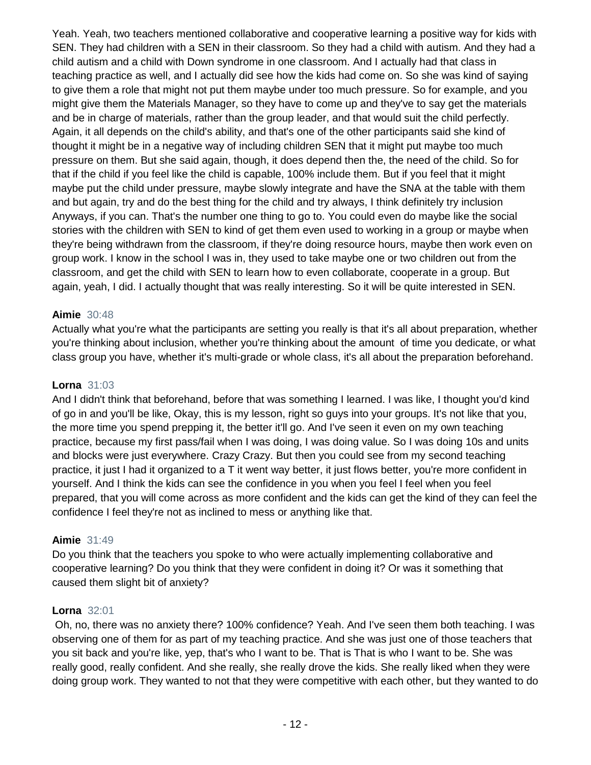Yeah. Yeah, two teachers mentioned collaborative and cooperative learning a positive way for kids with SEN. They had children with a SEN in their classroom. So they had a child with autism. And they had a child autism and a child with Down syndrome in one classroom. And I actually had that class in teaching practice as well, and I actually did see how the kids had come on. So she was kind of saying to give them a role that might not put them maybe under too much pressure. So for example, and you might give them the Materials Manager, so they have to come up and they've to say get the materials and be in charge of materials, rather than the group leader, and that would suit the child perfectly. Again, it all depends on the child's ability, and that's one of the other participants said she kind of thought it might be in a negative way of including children SEN that it might put maybe too much pressure on them. But she said again, though, it does depend then the, the need of the child. So for that if the child if you feel like the child is capable, 100% include them. But if you feel that it might maybe put the child under pressure, maybe slowly integrate and have the SNA at the table with them and but again, try and do the best thing for the child and try always, I think definitely try inclusion Anyways, if you can. That's the number one thing to go to. You could even do maybe like the social stories with the children with SEN to kind of get them even used to working in a group or maybe when they're being withdrawn from the classroom, if they're doing resource hours, maybe then work even on group work. I know in the school I was in, they used to take maybe one or two children out from the classroom, and get the child with SEN to learn how to even collaborate, cooperate in a group. But again, yeah, I did. I actually thought that was really interesting. So it will be quite interested in SEN.

**Aimie** 30:48
Actually what you're what the participants are setting you really is that it's all about preparation, whether you're thinking about inclusion, whether you're thinking about the amount of time you dedicate, or what class group you have, whether it's multi-grade or whole class, it's all about the preparation beforehand.

**Lorna** 31:03
And I didn't think that beforehand, before that was something I learned. I was like, I thought you'd kind of go in and you'll be like, Okay, this is my lesson, right so guys into your groups. It's not like that you, the more time you spend prepping it, the better it'll go. And I've seen it even on my own teaching practice, because my first pass/fail when I was doing, I was doing value. So I was doing 10s and units and blocks were just everywhere. Crazy Crazy. But then you could see from my second teaching practice, it just I had it organized to a T it went way better, it just flows better, you're more confident in yourself. And I think the kids can see the confidence in you when you feel I feel when you feel prepared, that you will come across as more confident and the kids can get the kind of they can feel the confidence I feel they're not as inclined to mess or anything like that.

**Aimie** 31:49
Do you think that the teachers you spoke to who were actually implementing collaborative and cooperative learning? Do you think that they were confident in doing it? Or was it something that caused them slight bit of anxiety?

**Lorna** 32:01
Oh, no, there was no anxiety there? 100% confidence? Yeah. And I've seen them both teaching. I was observing one of them for as part of my teaching practice. And she was just one of those teachers that you sit back and you're like, yep, that's who I want to be. That is That is who I want to be. She was really good, really confident. And she really, she really drove the kids. She really liked when they were doing group work. They wanted to not that they were competitive with each other, but they wanted to do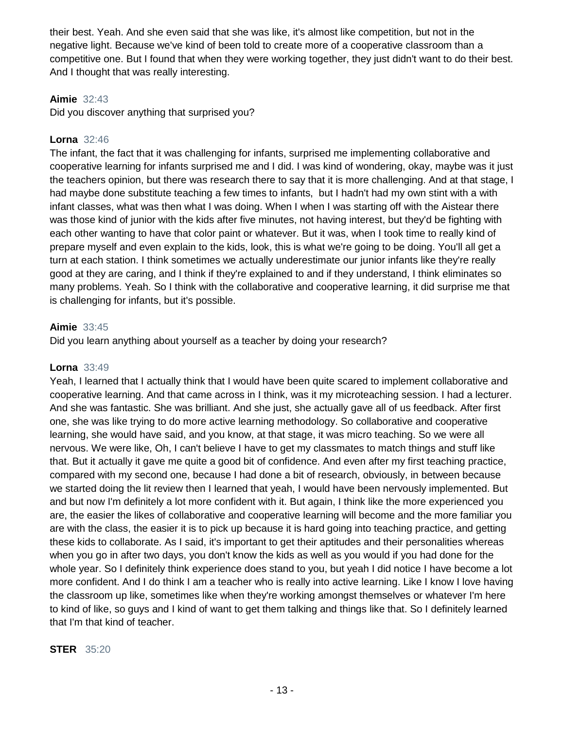their best. Yeah. And she even said that she was like, it's almost like competition, but not in the negative light. Because we've kind of been told to create more of a cooperative classroom than a competitive one. But I found that when they were working together, they just didn't want to do their best. And I thought that was really interesting.

**Aimie** 32:43
Did you discover anything that surprised you?

**Lorna** 32:46
The infant, the fact that it was challenging for infants, surprised me implementing collaborative and cooperative learning for infants surprised me and I did. I was kind of wondering, okay, maybe was it just the teachers opinion, but there was research there to say that it is more challenging. And at that stage, I had maybe done substitute teaching a few times to infants, but I hadn't had my own stint with a with infant classes, what was then what I was doing. When I when I was starting off with the Aistear there was those kind of junior with the kids after five minutes, not having interest, but they'd be fighting with each other wanting to have that color paint or whatever. But it was, when I took time to really kind of prepare myself and even explain to the kids, look, this is what we're going to be doing. You'll all get a turn at each station. I think sometimes we actually underestimate our junior infants like they're really good at they are caring, and I think if they're explained to and if they understand, I think eliminates so many problems. Yeah. So I think with the collaborative and cooperative learning, it did surprise me that is challenging for infants, but it's possible.

**Aimie** 33:45
Did you learn anything about yourself as a teacher by doing your research?

**Lorna** 33:49
Yeah, I learned that I actually think that I would have been quite scared to implement collaborative and cooperative learning. And that came across in I think, was it my microteaching session. I had a lecturer. And she was fantastic. She was brilliant. And she just, she actually gave all of us feedback. After first one, she was like trying to do more active learning methodology. So collaborative and cooperative learning, she would have said, and you know, at that stage, it was micro teaching. So we were all nervous. We were like, Oh, I can't believe I have to get my classmates to match things and stuff like that. But it actually it gave me quite a good bit of confidence. And even after my first teaching practice, compared with my second one, because I had done a bit of research, obviously, in between because we started doing the lit review then I learned that yeah, I would have been nervously implemented. But and but now I'm definitely a lot more confident with it. But again, I think like the more experienced you are, the easier the likes of collaborative and cooperative learning will become and the more familiar you are with the class, the easier it is to pick up because it is hard going into teaching practice, and getting these kids to collaborate. As I said, it's important to get their aptitudes and their personalities whereas when you go in after two days, you don't know the kids as well as you would if you had done for the whole year. So I definitely think experience does stand to you, but yeah I did notice I have become a lot more confident. And I do think I am a teacher who is really into active learning. Like I know I love having the classroom up like, sometimes like when they're working amongst themselves or whatever I'm here to kind of like, so guys and I kind of want to get them talking and things like that. So I definitely learned that I'm that kind of teacher.

**STER** 35:20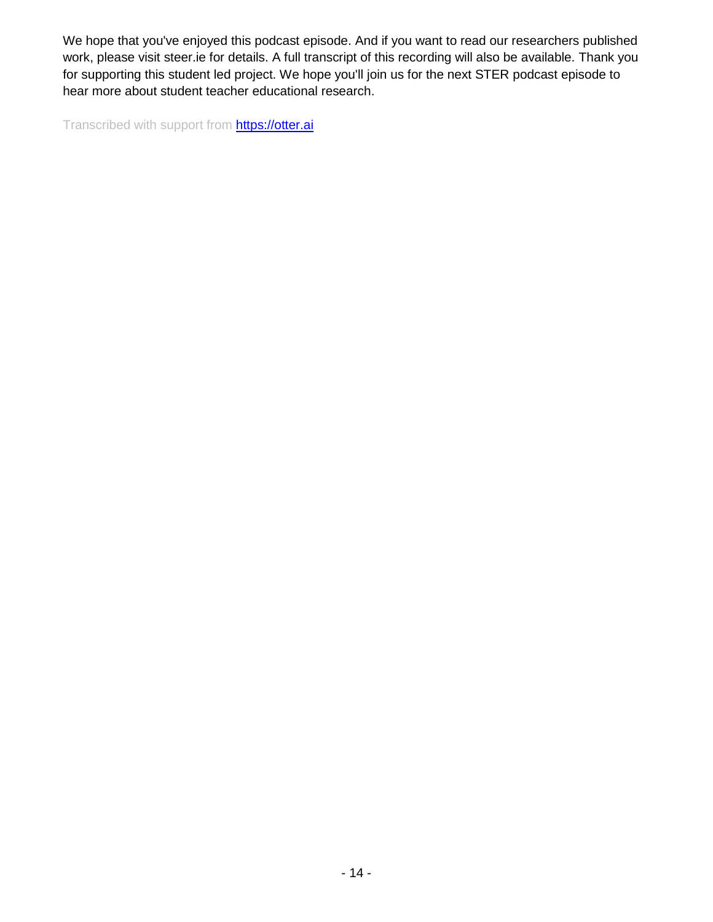We hope that you've enjoyed this podcast episode. And if you want to read our researchers published work, please visit steer.ie for details. A full transcript of this recording will also be available. Thank you for supporting this student led project. We hope you'll join us for the next STER podcast episode to hear more about student teacher educational research.

Transcribed with support from [https://otter.ai](https://otter.ai)